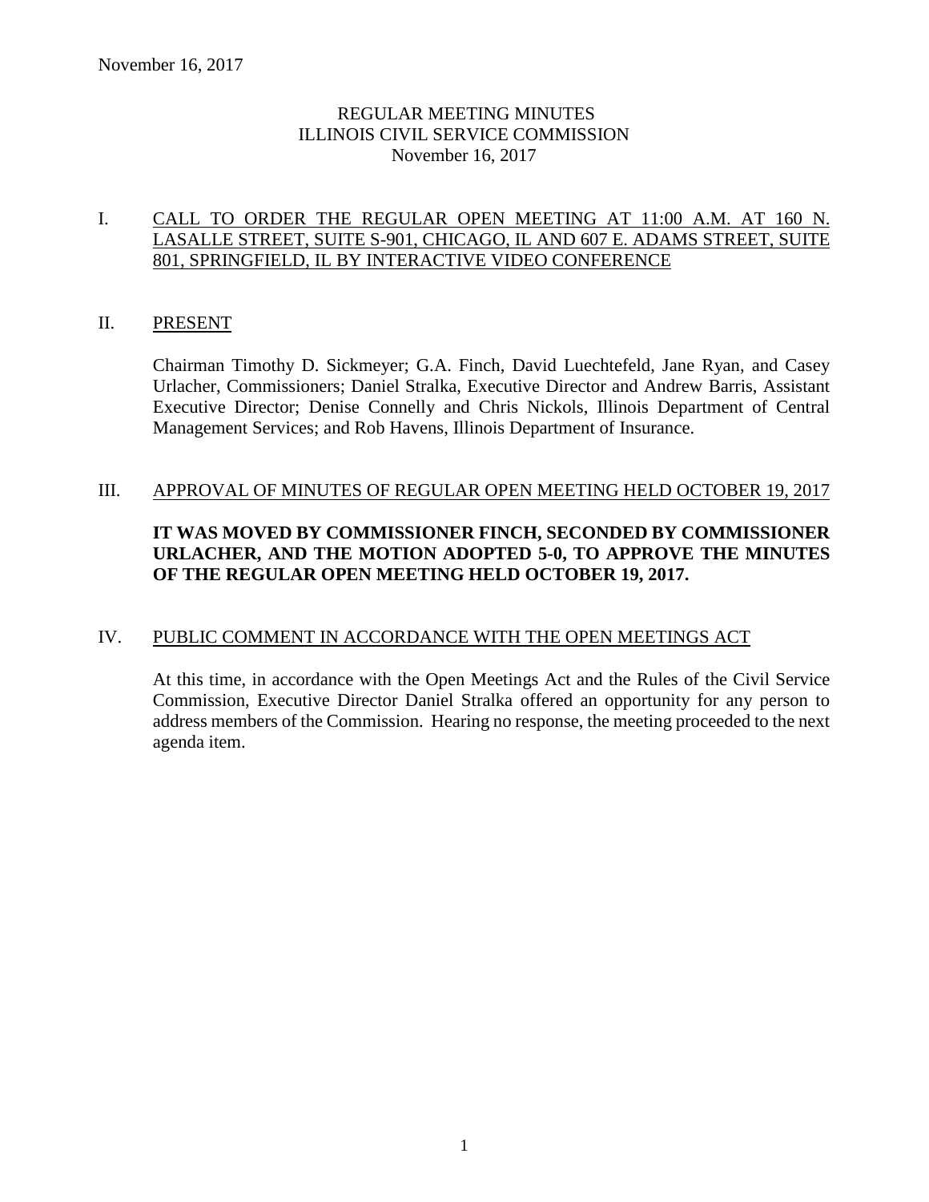# REGULAR MEETING MINUTES
# ILLINOIS CIVIL SERVICE COMMISSION
# November 16, 2017

## I. CALL TO ORDER THE REGULAR OPEN MEETING AT 11:00 A.M. AT 160 N. LASALLE STREET, SUITE S-901, CHICAGO, IL AND 607 E. ADAMS STREET, SUITE 801, SPRINGFIELD, IL BY INTERACTIVE VIDEO CONFERENCE

## II. PRESENT

Chairman Timothy D. Sickmeyer; G.A. Finch, David Luechtefeld, Jane Ryan, and Casey Urlacher, Commissioners; Daniel Stralka, Executive Director and Andrew Barris, Assistant Executive Director; Denise Connelly and Chris Nickols, Illinois Department of Central Management Services; and Rob Havens, Illinois Department of Insurance.

## III. APPROVAL OF MINUTES OF REGULAR OPEN MEETING HELD OCTOBER 19, 2017

**IT WAS MOVED BY COMMISSIONER FINCH, SECONDED BY COMMISSIONER URLACHER, AND THE MOTION ADOPTED 5-0, TO APPROVE THE MINUTES OF THE REGULAR OPEN MEETING HELD OCTOBER 19, 2017.**

## IV. PUBLIC COMMENT IN ACCORDANCE WITH THE OPEN MEETINGS ACT

At this time, in accordance with the Open Meetings Act and the Rules of the Civil Service Commission, Executive Director Daniel Stralka offered an opportunity for any person to address members of the Commission. Hearing no response, the meeting proceeded to the next agenda item.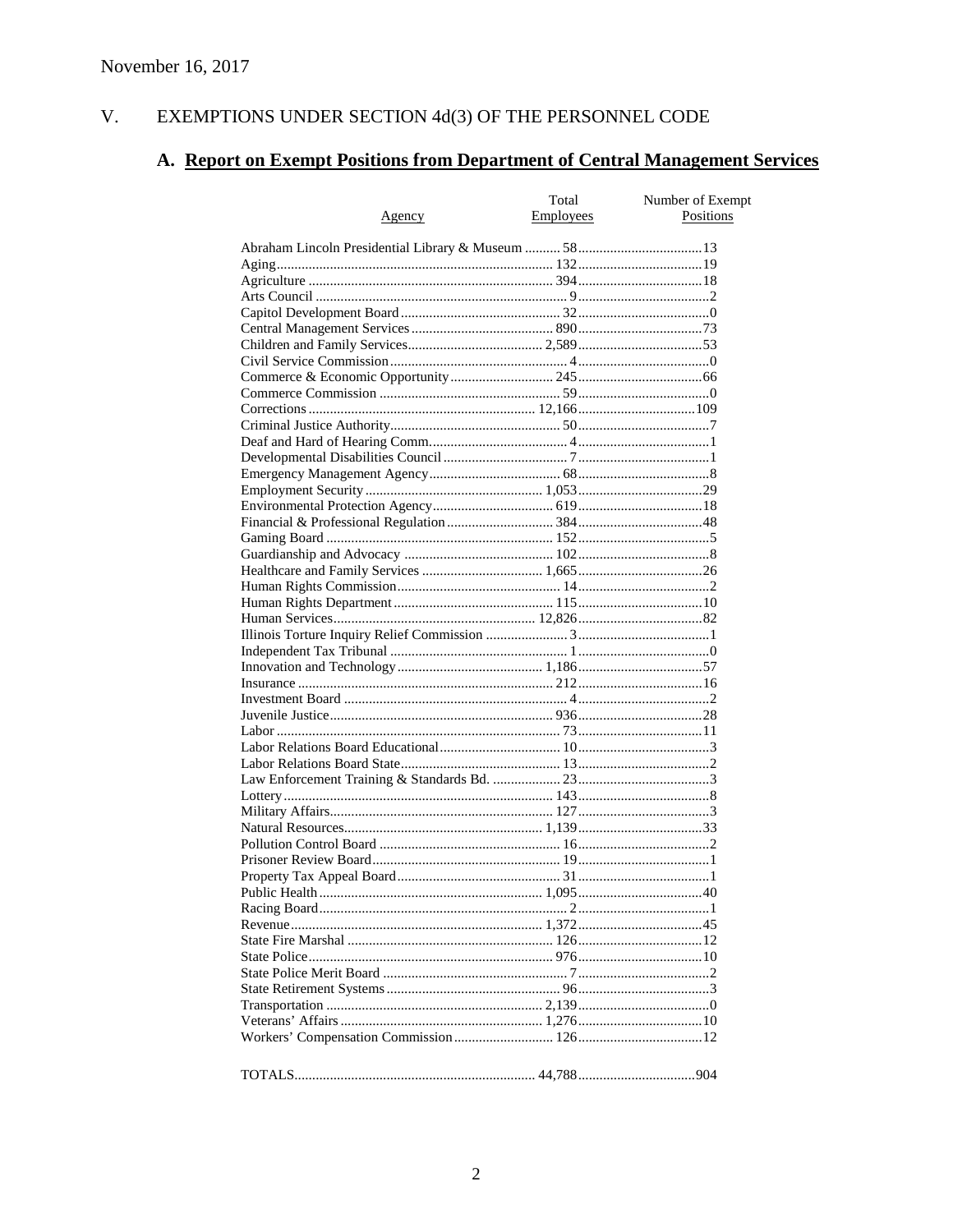November 16, 2017

## V. EXEMPTIONS UNDER SECTION 4d(3) OF THE PERSONNEL CODE

### A. Report on Exempt Positions from Department of Central Management Services

| Agency | Total Employees | Number of Exempt Positions |
|---|---|---|
| Abraham Lincoln Presidential Library & Museum | 58 | 13 |
| Aging | 132 | 19 |
| Agriculture | 394 | 18 |
| Arts Council | 9 | 2 |
| Capitol Development Board | 32 | 0 |
| Central Management Services | 890 | 73 |
| Children and Family Services | 2,589 | 53 |
| Civil Service Commission | 4 | 0 |
| Commerce & Economic Opportunity | 245 | 66 |
| Commerce Commission | 59 | 0 |
| Corrections | 12,166 | 109 |
| Criminal Justice Authority | 50 | 7 |
| Deaf and Hard of Hearing Comm. | 4 | 1 |
| Developmental Disabilities Council | 7 | 1 |
| Emergency Management Agency | 68 | 8 |
| Employment Security | 1,053 | 29 |
| Environmental Protection Agency | 619 | 18 |
| Financial & Professional Regulation | 384 | 48 |
| Gaming Board | 152 | 5 |
| Guardianship and Advocacy | 102 | 8 |
| Healthcare and Family Services | 1,665 | 26 |
| Human Rights Commission | 14 | 2 |
| Human Rights Department | 115 | 10 |
| Human Services | 12,826 | 82 |
| Illinois Torture Inquiry Relief Commission | 3 | 1 |
| Independent Tax Tribunal | 1 | 0 |
| Innovation and Technology | 1,186 | 57 |
| Insurance | 212 | 16 |
| Investment Board | 4 | 2 |
| Juvenile Justice | 936 | 28 |
| Labor | 73 | 11 |
| Labor Relations Board Educational | 10 | 3 |
| Labor Relations Board State | 13 | 2 |
| Law Enforcement Training & Standards Bd. | 23 | 3 |
| Lottery | 143 | 8 |
| Military Affairs | 127 | 3 |
| Natural Resources | 1,139 | 33 |
| Pollution Control Board | 16 | 2 |
| Prisoner Review Board | 19 | 1 |
| Property Tax Appeal Board | 31 | 1 |
| Public Health | 1,095 | 40 |
| Racing Board | 2 | 1 |
| Revenue | 1,372 | 45 |
| State Fire Marshal | 126 | 12 |
| State Police | 976 | 10 |
| State Police Merit Board | 7 | 2 |
| State Retirement Systems | 96 | 3 |
| Transportation | 2,139 | 0 |
| Veterans' Affairs | 1,276 | 10 |
| Workers' Compensation Commission | 126 | 12 |
| TOTALS | 44,788 | 904 |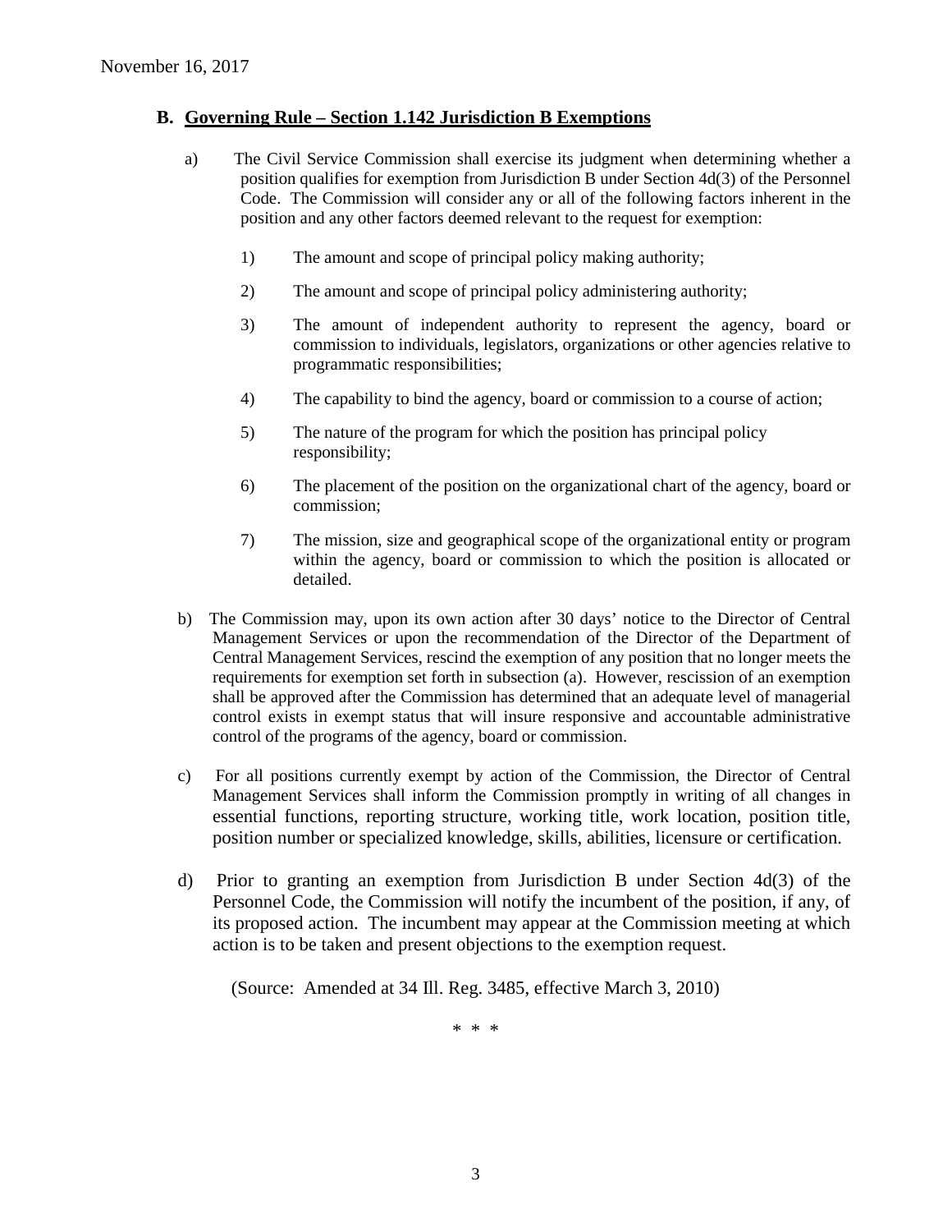## B. Governing Rule – Section 1.142 Jurisdiction B Exemptions

a) The Civil Service Commission shall exercise its judgment when determining whether a position qualifies for exemption from Jurisdiction B under Section 4d(3) of the Personnel Code. The Commission will consider any or all of the following factors inherent in the position and any other factors deemed relevant to the request for exemption:

1) The amount and scope of principal policy making authority;

2) The amount and scope of principal policy administering authority;

3) The amount of independent authority to represent the agency, board or commission to individuals, legislators, organizations or other agencies relative to programmatic responsibilities;

4) The capability to bind the agency, board or commission to a course of action;

5) The nature of the program for which the position has principal policy responsibility;

6) The placement of the position on the organizational chart of the agency, board or commission;

7) The mission, size and geographical scope of the organizational entity or program within the agency, board or commission to which the position is allocated or detailed.

b) The Commission may, upon its own action after 30 days' notice to the Director of Central Management Services or upon the recommendation of the Director of the Department of Central Management Services, rescind the exemption of any position that no longer meets the requirements for exemption set forth in subsection (a). However, rescission of an exemption shall be approved after the Commission has determined that an adequate level of managerial control exists in exempt status that will insure responsive and accountable administrative control of the programs of the agency, board or commission.

c) For all positions currently exempt by action of the Commission, the Director of Central Management Services shall inform the Commission promptly in writing of all changes in essential functions, reporting structure, working title, work location, position title, position number or specialized knowledge, skills, abilities, licensure or certification.

d) Prior to granting an exemption from Jurisdiction B under Section 4d(3) of the Personnel Code, the Commission will notify the incumbent of the position, if any, of its proposed action. The incumbent may appear at the Commission meeting at which action is to be taken and present objections to the exemption request.

(Source: Amended at 34 Ill. Reg. 3485, effective March 3, 2010)

\* \* \*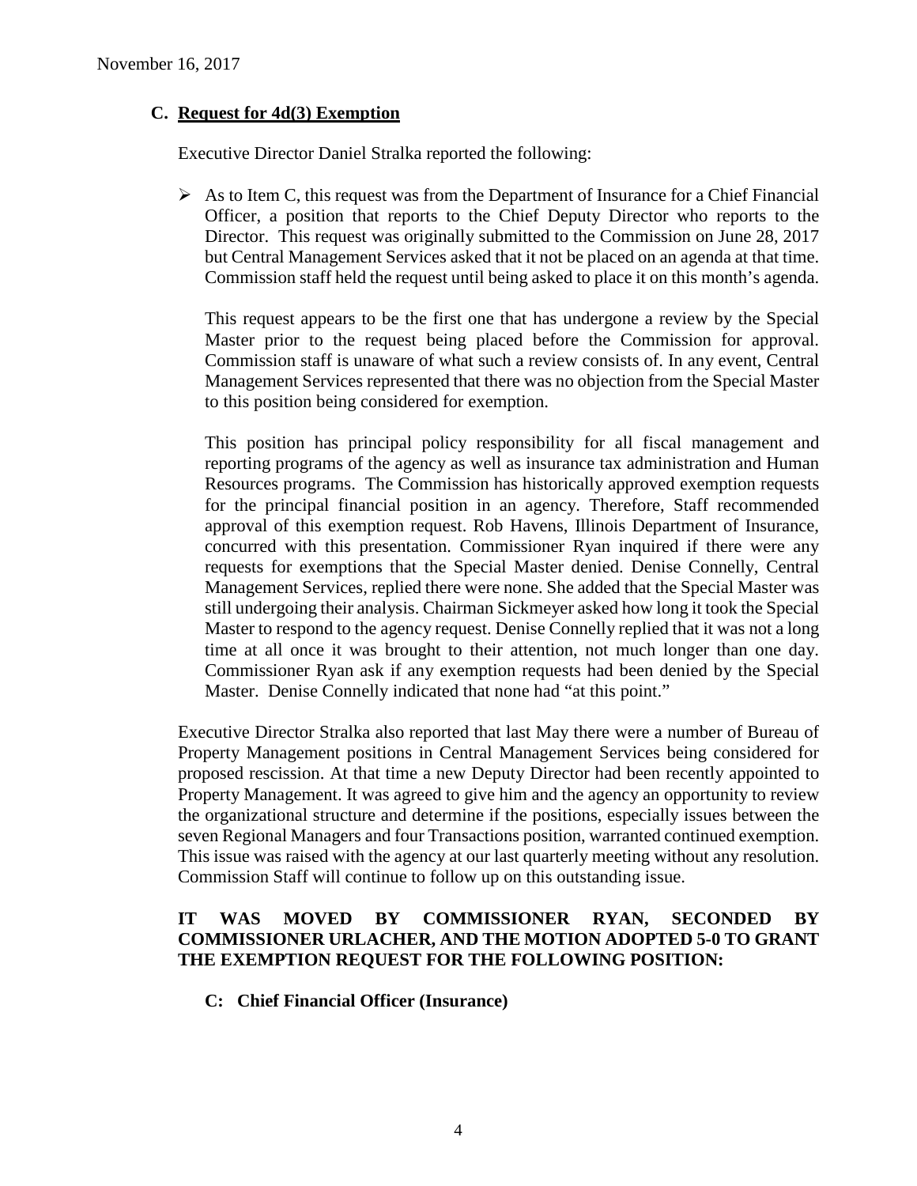November 16, 2017

### C. Request for 4d(3) Exemption

Executive Director Daniel Stralka reported the following:

- As to Item C, this request was from the Department of Insurance for a Chief Financial Officer, a position that reports to the Chief Deputy Director who reports to the Director. This request was originally submitted to the Commission on June 28, 2017 but Central Management Services asked that it not be placed on an agenda at that time. Commission staff held the request until being asked to place it on this month's agenda.

  This request appears to be the first one that has undergone a review by the Special Master prior to the request being placed before the Commission for approval. Commission staff is unaware of what such a review consists of. In any event, Central Management Services represented that there was no objection from the Special Master to this position being considered for exemption.

  This position has principal policy responsibility for all fiscal management and reporting programs of the agency as well as insurance tax administration and Human Resources programs. The Commission has historically approved exemption requests for the principal financial position in an agency. Therefore, Staff recommended approval of this exemption request. Rob Havens, Illinois Department of Insurance, concurred with this presentation. Commissioner Ryan inquired if there were any requests for exemptions that the Special Master denied. Denise Connelly, Central Management Services, replied there were none. She added that the Special Master was still undergoing their analysis. Chairman Sickmeyer asked how long it took the Special Master to respond to the agency request. Denise Connelly replied that it was not a long time at all once it was brought to their attention, not much longer than one day. Commissioner Ryan ask if any exemption requests had been denied by the Special Master. Denise Connelly indicated that none had "at this point."

Executive Director Stralka also reported that last May there were a number of Bureau of Property Management positions in Central Management Services being considered for proposed rescission. At that time a new Deputy Director had been recently appointed to Property Management. It was agreed to give him and the agency an opportunity to review the organizational structure and determine if the positions, especially issues between the seven Regional Managers and four Transactions position, warranted continued exemption. This issue was raised with the agency at our last quarterly meeting without any resolution. Commission Staff will continue to follow up on this outstanding issue.

**IT WAS MOVED BY COMMISSIONER RYAN, SECONDED BY COMMISSIONER URLACHER, AND THE MOTION ADOPTED 5-0 TO GRANT THE EXEMPTION REQUEST FOR THE FOLLOWING POSITION:**

**C: Chief Financial Officer (Insurance)**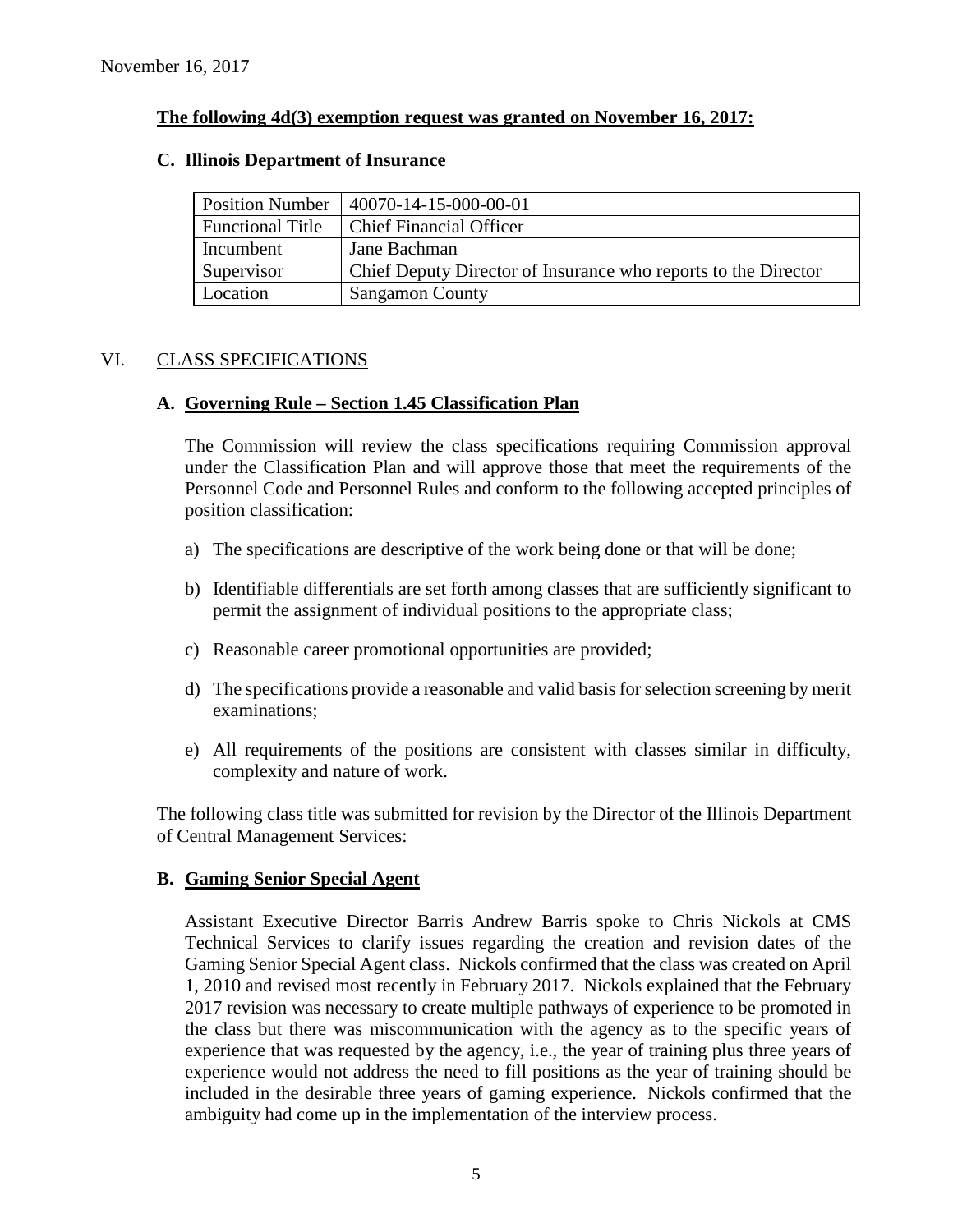November 16, 2017

**The following 4d(3) exemption request was granted on November 16, 2017:**

**C. Illinois Department of Insurance**

| Position Number | 40070-14-15-000-00-01 |
|---|---|
| Functional Title | Chief Financial Officer |
| Incumbent | Jane Bachman |
| Supervisor | Chief Deputy Director of Insurance who reports to the Director |
| Location | Sangamon County |

## VI. CLASS SPECIFICATIONS

### A. Governing Rule – Section 1.45 Classification Plan

The Commission will review the class specifications requiring Commission approval under the Classification Plan and will approve those that meet the requirements of the Personnel Code and Personnel Rules and conform to the following accepted principles of position classification:

a) The specifications are descriptive of the work being done or that will be done;

b) Identifiable differentials are set forth among classes that are sufficiently significant to permit the assignment of individual positions to the appropriate class;

c) Reasonable career promotional opportunities are provided;

d) The specifications provide a reasonable and valid basis for selection screening by merit examinations;

e) All requirements of the positions are consistent with classes similar in difficulty, complexity and nature of work.

The following class title was submitted for revision by the Director of the Illinois Department of Central Management Services:

### B. Gaming Senior Special Agent

Assistant Executive Director Barris Andrew Barris spoke to Chris Nickols at CMS Technical Services to clarify issues regarding the creation and revision dates of the Gaming Senior Special Agent class. Nickols confirmed that the class was created on April 1, 2010 and revised most recently in February 2017. Nickols explained that the February 2017 revision was necessary to create multiple pathways of experience to be promoted in the class but there was miscommunication with the agency as to the specific years of experience that was requested by the agency, i.e., the year of training plus three years of experience would not address the need to fill positions as the year of training should be included in the desirable three years of gaming experience. Nickols confirmed that the ambiguity had come up in the implementation of the interview process.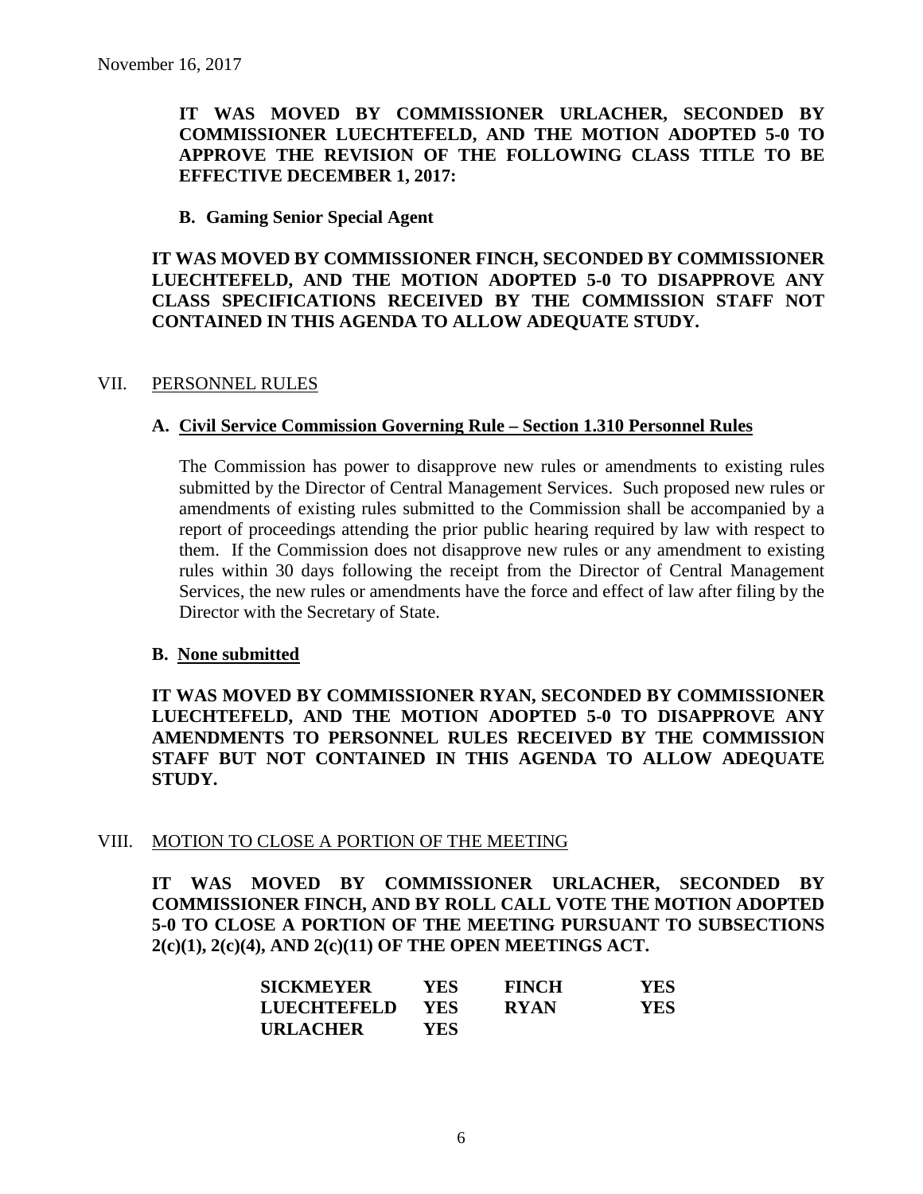November 16, 2017

**IT WAS MOVED BY COMMISSIONER URLACHER, SECONDED BY COMMISSIONER LUECHTEFELD, AND THE MOTION ADOPTED 5-0 TO APPROVE THE REVISION OF THE FOLLOWING CLASS TITLE TO BE EFFECTIVE DECEMBER 1, 2017:**

**B. Gaming Senior Special Agent**

**IT WAS MOVED BY COMMISSIONER FINCH, SECONDED BY COMMISSIONER LUECHTEFELD, AND THE MOTION ADOPTED 5-0 TO DISAPPROVE ANY CLASS SPECIFICATIONS RECEIVED BY THE COMMISSION STAFF NOT CONTAINED IN THIS AGENDA TO ALLOW ADEQUATE STUDY.**

## VII. PERSONNEL RULES

### A. Civil Service Commission Governing Rule – Section 1.310 Personnel Rules

The Commission has power to disapprove new rules or amendments to existing rules submitted by the Director of Central Management Services. Such proposed new rules or amendments of existing rules submitted to the Commission shall be accompanied by a report of proceedings attending the prior public hearing required by law with respect to them. If the Commission does not disapprove new rules or any amendment to existing rules within 30 days following the receipt from the Director of Central Management Services, the new rules or amendments have the force and effect of law after filing by the Director with the Secretary of State.

### B. None submitted

**IT WAS MOVED BY COMMISSIONER RYAN, SECONDED BY COMMISSIONER LUECHTEFELD, AND THE MOTION ADOPTED 5-0 TO DISAPPROVE ANY AMENDMENTS TO PERSONNEL RULES RECEIVED BY THE COMMISSION STAFF BUT NOT CONTAINED IN THIS AGENDA TO ALLOW ADEQUATE STUDY.**

## VIII. MOTION TO CLOSE A PORTION OF THE MEETING

**IT WAS MOVED BY COMMISSIONER URLACHER, SECONDED BY COMMISSIONER FINCH, AND BY ROLL CALL VOTE THE MOTION ADOPTED 5-0 TO CLOSE A PORTION OF THE MEETING PURSUANT TO SUBSECTIONS 2(c)(1), 2(c)(4), AND 2(c)(11) OF THE OPEN MEETINGS ACT.**

| | | | |
|---|---|---|---|
| **SICKMEYER** | **YES** | **FINCH** | **YES** |
| **LUECHTEFELD** | **YES** | **RYAN** | **YES** |
| **URLACHER** | **YES** | | |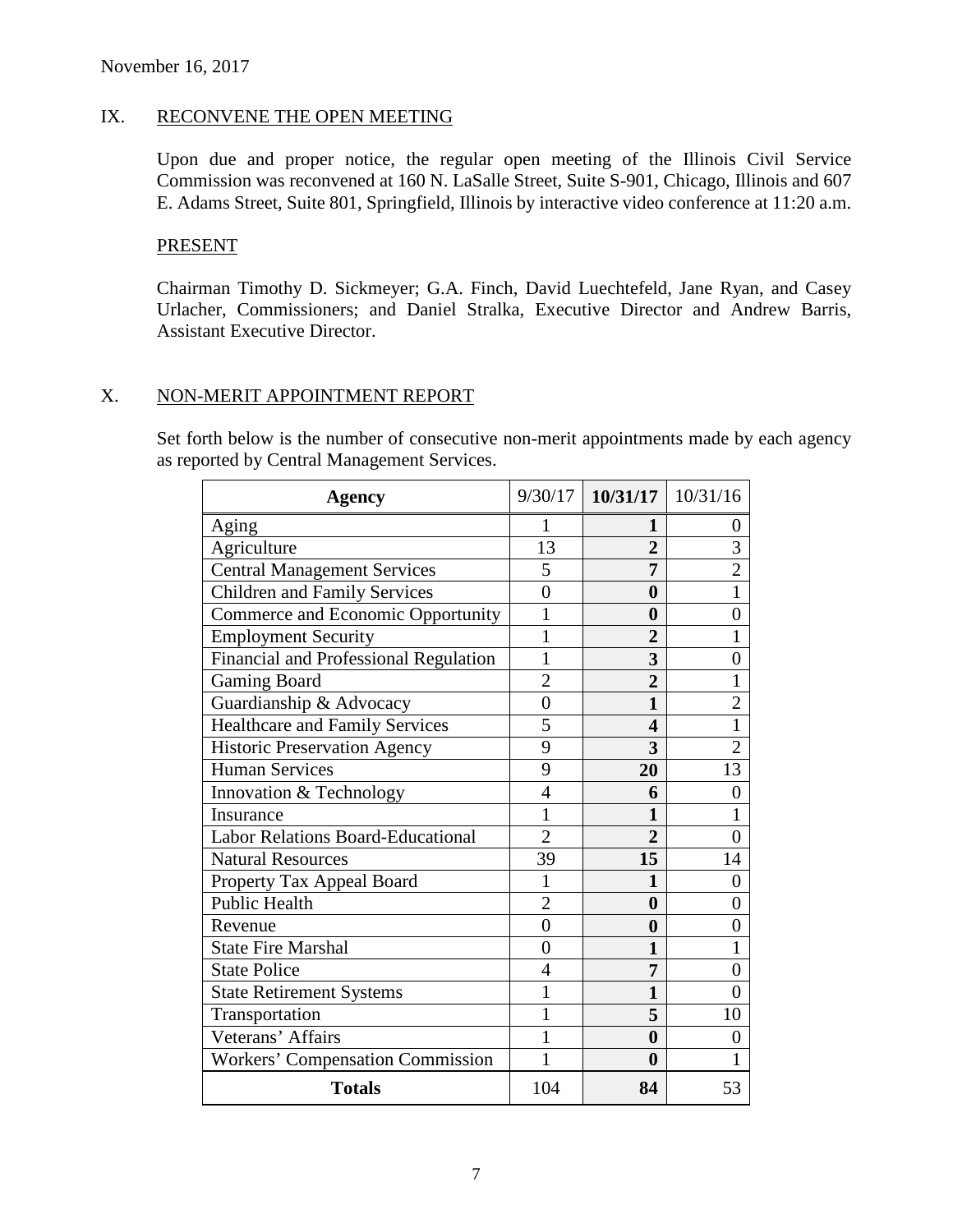November 16, 2017

## IX. RECONVENE THE OPEN MEETING

Upon due and proper notice, the regular open meeting of the Illinois Civil Service Commission was reconvened at 160 N. LaSalle Street, Suite S-901, Chicago, Illinois and 607 E. Adams Street, Suite 801, Springfield, Illinois by interactive video conference at 11:20 a.m.

### PRESENT

Chairman Timothy D. Sickmeyer; G.A. Finch, David Luechtefeld, Jane Ryan, and Casey Urlacher, Commissioners; and Daniel Stralka, Executive Director and Andrew Barris, Assistant Executive Director.

## X. NON-MERIT APPOINTMENT REPORT

Set forth below is the number of consecutive non-merit appointments made by each agency as reported by Central Management Services.

| Agency | 9/30/17 | **10/31/17** | 10/31/16 |
|---|---|---|---|
| Aging | 1 | **1** | 0 |
| Agriculture | 13 | **2** | 3 |
| Central Management Services | 5 | **7** | 2 |
| Children and Family Services | 0 | **0** | 1 |
| Commerce and Economic Opportunity | 1 | **0** | 0 |
| Employment Security | 1 | **2** | 1 |
| Financial and Professional Regulation | 1 | **3** | 0 |
| Gaming Board | 2 | **2** | 1 |
| Guardianship & Advocacy | 0 | **1** | 2 |
| Healthcare and Family Services | 5 | **4** | 1 |
| Historic Preservation Agency | 9 | **3** | 2 |
| Human Services | 9 | **20** | 13 |
| Innovation & Technology | 4 | **6** | 0 |
| Insurance | 1 | **1** | 1 |
| Labor Relations Board-Educational | 2 | **2** | 0 |
| Natural Resources | 39 | **15** | 14 |
| Property Tax Appeal Board | 1 | **1** | 0 |
| Public Health | 2 | **0** | 0 |
| Revenue | 0 | **0** | 0 |
| State Fire Marshal | 0 | **1** | 1 |
| State Police | 4 | **7** | 0 |
| State Retirement Systems | 1 | **1** | 0 |
| Transportation | 1 | **5** | 10 |
| Veterans' Affairs | 1 | **0** | 0 |
| Workers' Compensation Commission | 1 | **0** | 1 |
| **Totals** | 104 | **84** | 53 |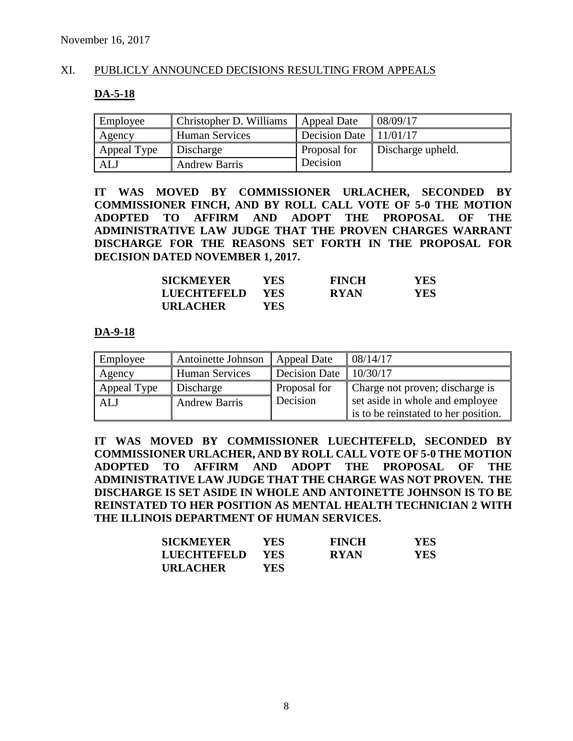November 16, 2017

## XI. PUBLICLY ANNOUNCED DECISIONS RESULTING FROM APPEALS

### DA-5-18

| Employee | Christopher D. Williams | Appeal Date | 08/09/17 |
|---|---|---|---|
| Agency | Human Services | Decision Date | 11/01/17 |
| Appeal Type | Discharge | Proposal for Decision | Discharge upheld. |
| ALJ | Andrew Barris | | |

**IT WAS MOVED BY COMMISSIONER URLACHER, SECONDED BY COMMISSIONER FINCH, AND BY ROLL CALL VOTE OF 5-0 THE MOTION ADOPTED TO AFFIRM AND ADOPT THE PROPOSAL OF THE ADMINISTRATIVE LAW JUDGE THAT THE PROVEN CHARGES WARRANT DISCHARGE FOR THE REASONS SET FORTH IN THE PROPOSAL FOR DECISION DATED NOVEMBER 1, 2017.**

| | | | |
|---|---|---|---|
| **SICKMEYER** | **YES** | **FINCH** | **YES** |
| **LUECHTEFELD** | **YES** | **RYAN** | **YES** |
| **URLACHER** | **YES** | | |

### DA-9-18

| Employee | Antoinette Johnson | Appeal Date | 08/14/17 |
|---|---|---|---|
| Agency | Human Services | Decision Date | 10/30/17 |
| Appeal Type | Discharge | Proposal for Decision | Charge not proven; discharge is set aside in whole and employee is to be reinstated to her position. |
| ALJ | Andrew Barris | | |

**IT WAS MOVED BY COMMISSIONER LUECHTEFELD, SECONDED BY COMMISSIONER URLACHER, AND BY ROLL CALL VOTE OF 5-0 THE MOTION ADOPTED TO AFFIRM AND ADOPT THE PROPOSAL OF THE ADMINISTRATIVE LAW JUDGE THAT THE CHARGE WAS NOT PROVEN. THE DISCHARGE IS SET ASIDE IN WHOLE AND ANTOINETTE JOHNSON IS TO BE REINSTATED TO HER POSITION AS MENTAL HEALTH TECHNICIAN 2 WITH THE ILLINOIS DEPARTMENT OF HUMAN SERVICES.**

| | | | |
|---|---|---|---|
| **SICKMEYER** | **YES** | **FINCH** | **YES** |
| **LUECHTEFELD** | **YES** | **RYAN** | **YES** |
| **URLACHER** | **YES** | | |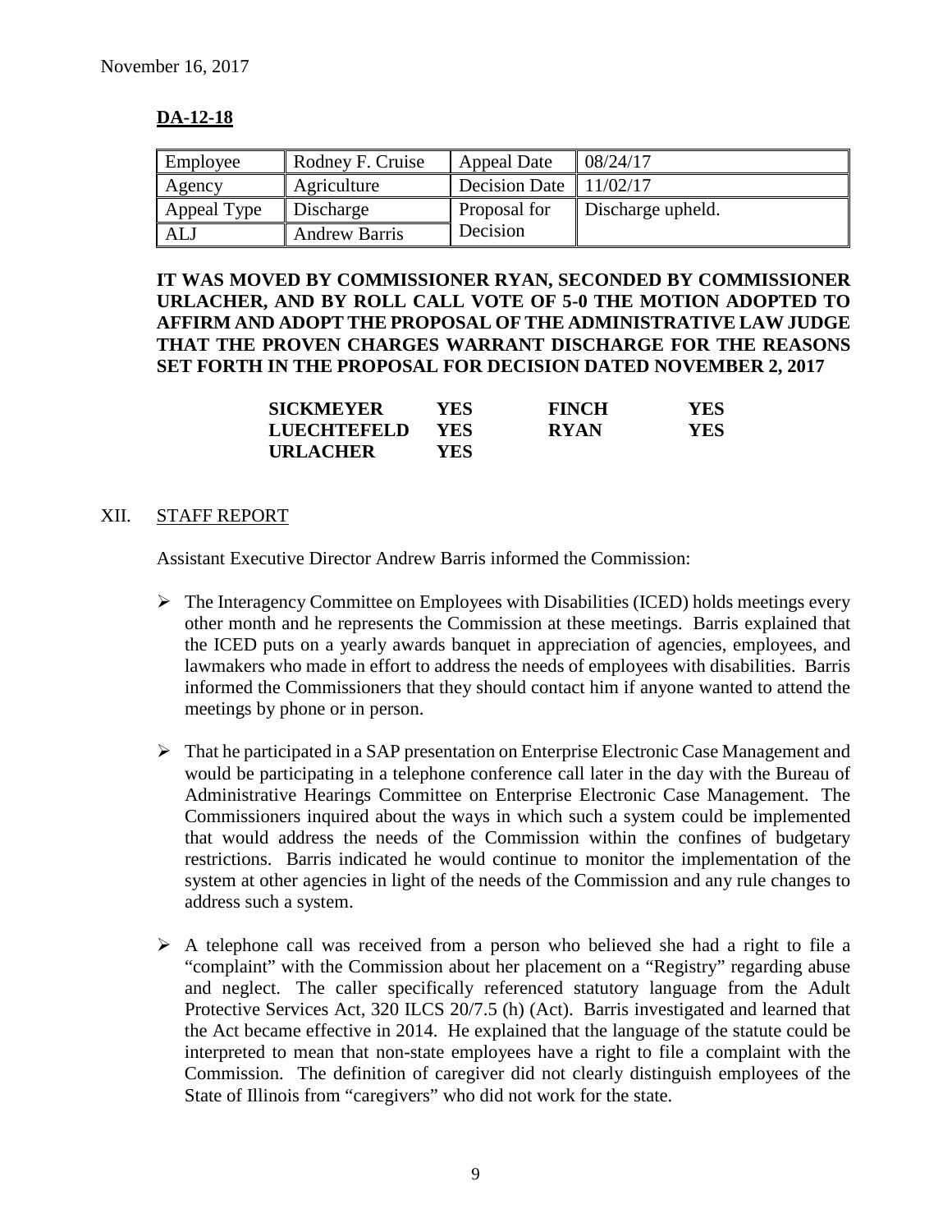November 16, 2017

**DA-12-18**

| Employee | Rodney F. Cruise | Appeal Date | 08/24/17 |
|---|---|---|---|
| Agency | Agriculture | Decision Date | 11/02/17 |
| Appeal Type | Discharge | Proposal for Decision | Discharge upheld. |
| ALJ | Andrew Barris | | |

**IT WAS MOVED BY COMMISSIONER RYAN, SECONDED BY COMMISSIONER URLACHER, AND BY ROLL CALL VOTE OF 5-0 THE MOTION ADOPTED TO AFFIRM AND ADOPT THE PROPOSAL OF THE ADMINISTRATIVE LAW JUDGE THAT THE PROVEN CHARGES WARRANT DISCHARGE FOR THE REASONS SET FORTH IN THE PROPOSAL FOR DECISION DATED NOVEMBER 2, 2017**

| | | | |
|---|---|---|---|
| **SICKMEYER** | **YES** | **FINCH** | **YES** |
| **LUECHTEFELD** | **YES** | **RYAN** | **YES** |
| **URLACHER** | **YES** | | |

## XII. STAFF REPORT

Assistant Executive Director Andrew Barris informed the Commission:

- The Interagency Committee on Employees with Disabilities (ICED) holds meetings every other month and he represents the Commission at these meetings. Barris explained that the ICED puts on a yearly awards banquet in appreciation of agencies, employees, and lawmakers who made in effort to address the needs of employees with disabilities. Barris informed the Commissioners that they should contact him if anyone wanted to attend the meetings by phone or in person.

- That he participated in a SAP presentation on Enterprise Electronic Case Management and would be participating in a telephone conference call later in the day with the Bureau of Administrative Hearings Committee on Enterprise Electronic Case Management. The Commissioners inquired about the ways in which such a system could be implemented that would address the needs of the Commission within the confines of budgetary restrictions. Barris indicated he would continue to monitor the implementation of the system at other agencies in light of the needs of the Commission and any rule changes to address such a system.

- A telephone call was received from a person who believed she had a right to file a "complaint" with the Commission about her placement on a "Registry" regarding abuse and neglect. The caller specifically referenced statutory language from the Adult Protective Services Act, 320 ILCS 20/7.5 (h) (Act). Barris investigated and learned that the Act became effective in 2014. He explained that the language of the statute could be interpreted to mean that non-state employees have a right to file a complaint with the Commission. The definition of caregiver did not clearly distinguish employees of the State of Illinois from "caregivers" who did not work for the state.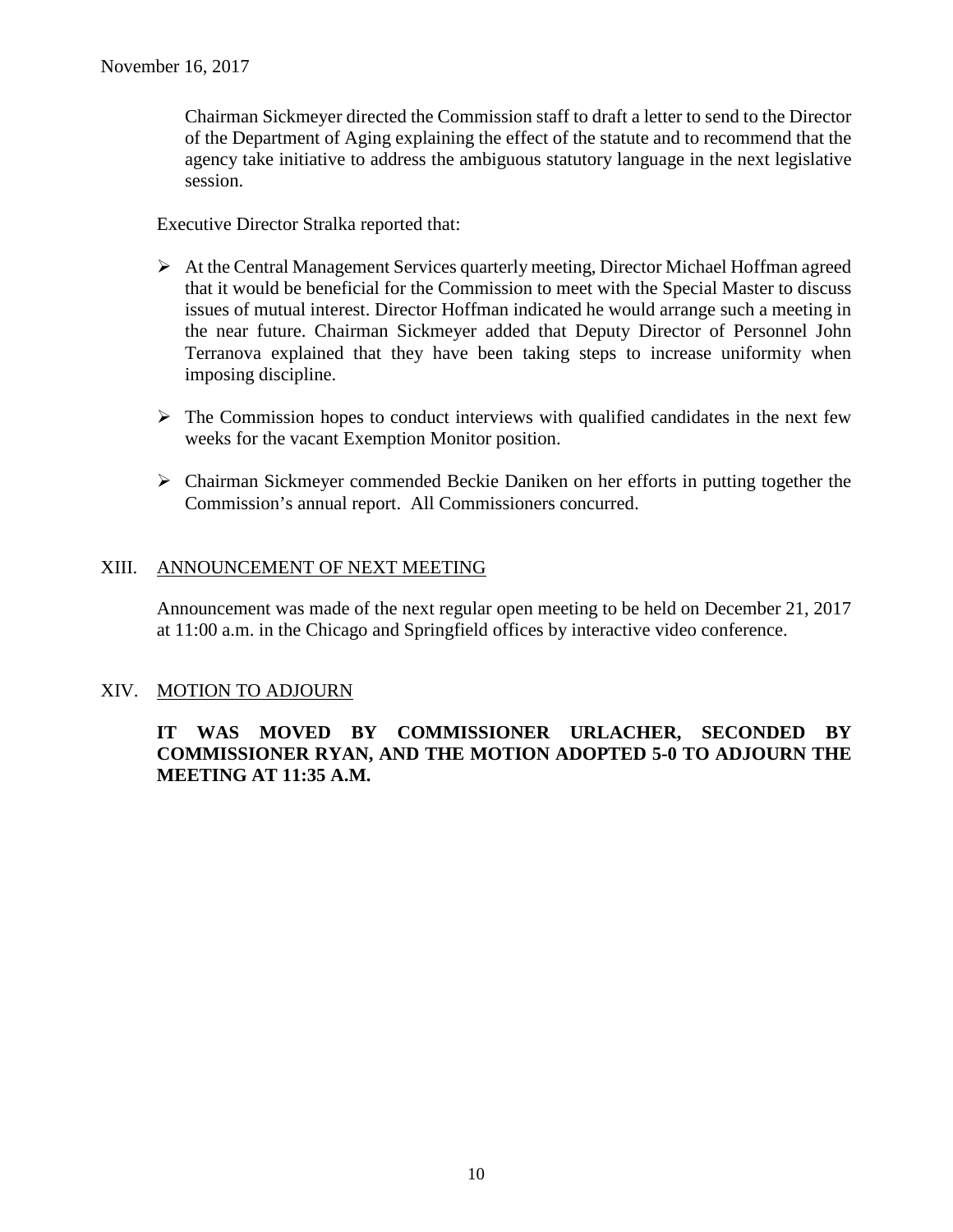Chairman Sickmeyer directed the Commission staff to draft a letter to send to the Director of the Department of Aging explaining the effect of the statute and to recommend that the agency take initiative to address the ambiguous statutory language in the next legislative session.

Executive Director Stralka reported that:

- At the Central Management Services quarterly meeting, Director Michael Hoffman agreed that it would be beneficial for the Commission to meet with the Special Master to discuss issues of mutual interest. Director Hoffman indicated he would arrange such a meeting in the near future. Chairman Sickmeyer added that Deputy Director of Personnel John Terranova explained that they have been taking steps to increase uniformity when imposing discipline.
- The Commission hopes to conduct interviews with qualified candidates in the next few weeks for the vacant Exemption Monitor position.
- Chairman Sickmeyer commended Beckie Daniken on her efforts in putting together the Commission's annual report. All Commissioners concurred.

## XIII. ANNOUNCEMENT OF NEXT MEETING

Announcement was made of the next regular open meeting to be held on December 21, 2017 at 11:00 a.m. in the Chicago and Springfield offices by interactive video conference.

## XIV. MOTION TO ADJOURN

**IT WAS MOVED BY COMMISSIONER URLACHER, SECONDED BY COMMISSIONER RYAN, AND THE MOTION ADOPTED 5-0 TO ADJOURN THE MEETING AT 11:35 A.M.**